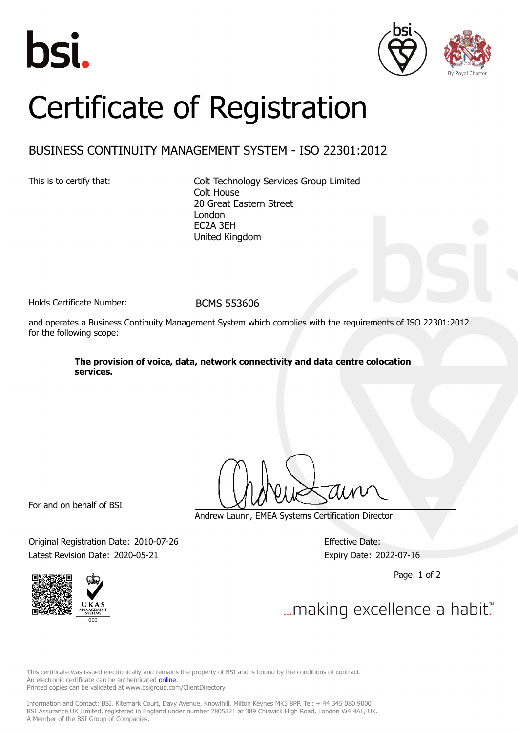# Certificate of Registration

## BUSINESS CONTINUITY MANAGEMENT SYSTEM - ISO 22301:2012

This is to certify that:

Colt Technology Services Group Limited
Colt House
20 Great Eastern Street
London
EC2A 3EH
United Kingdom

Holds Certificate Number: BCMS 553606

and operates a Business Continuity Management System which complies with the requirements of ISO 22301:2012 for the following scope:

**The provision of voice, data, network connectivity and data centre colocation services.**

For and on behalf of BSI:

Andrew Launn, EMEA Systems Certification Director

Original Registration Date: 2010-07-26

Latest Revision Date: 2020-05-21

Effective Date:

Expiry Date: 2022-07-16

...making excellence a habit.™

This certificate was issued electronically and remains the property of BSI and is bound by the conditions of contract.
An electronic certificate can be authenticated online.
Printed copies can be validated at www.bsigroup.com/ClientDirectory

Information and Contact: BSI, Kitemark Court, Davy Avenue, Knowlhill, Milton Keynes MK5 8PP. Tel: + 44 345 080 9000
BSI Assurance UK Limited, registered in England under number 7805321 at 389 Chiswick High Road, London W4 4AL, UK.
A Member of the BSI Group of Companies.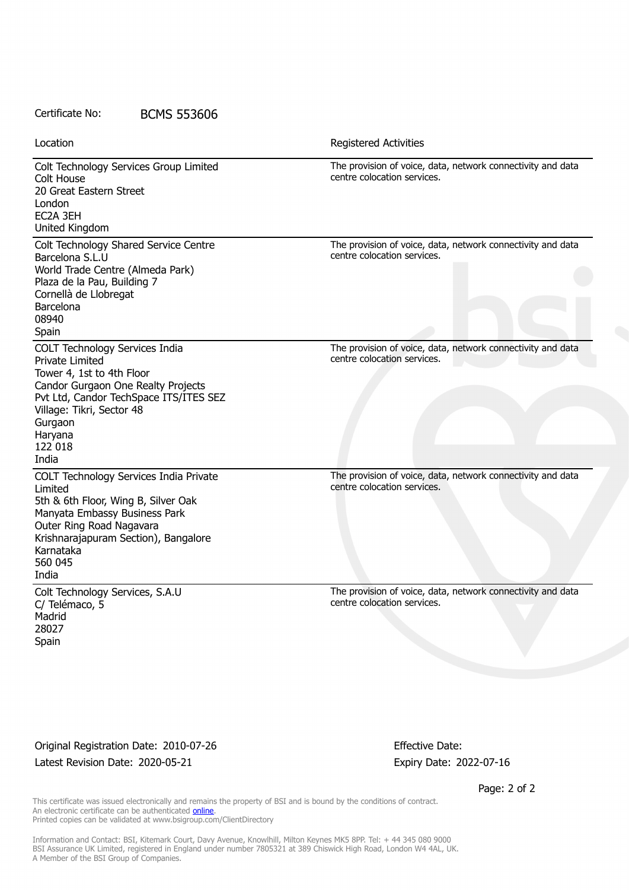Certificate No: BCMS 553606

| Location | Registered Activities |
| --- | --- |
| Colt Technology Services Group Limited<br>Colt House<br>20 Great Eastern Street<br>London<br>EC2A 3EH<br>United Kingdom | The provision of voice, data, network connectivity and data centre colocation services. |
| Colt Technology Shared Service Centre Barcelona S.L.U<br>World Trade Centre (Almeda Park)<br>Plaza de la Pau, Building 7<br>Cornellà de Llobregat<br>Barcelona<br>08940<br>Spain | The provision of voice, data, network connectivity and data centre colocation services. |
| COLT Technology Services India Private Limited<br>Tower 4, 1st to 4th Floor<br>Candor Gurgaon One Realty Projects Pvt Ltd, Candor TechSpace ITS/ITES SEZ<br>Village: Tikri, Sector 48<br>Gurgaon<br>Haryana<br>122 018<br>India | The provision of voice, data, network connectivity and data centre colocation services. |
| COLT Technology Services India Private Limited<br>5th & 6th Floor, Wing B, Silver Oak<br>Manyata Embassy Business Park<br>Outer Ring Road Nagavara<br>Krishnarajapuram Section), Bangalore<br>Karnataka<br>560 045<br>India | The provision of voice, data, network connectivity and data centre colocation services. |
| Colt Technology Services, S.A.U<br>C/ Telémaco, 5<br>Madrid<br>28027<br>Spain | The provision of voice, data, network connectivity and data centre colocation services. |

Original Registration Date: 2010-07-26

Latest Revision Date: 2020-05-21

Effective Date:

Expiry Date: 2022-07-16

This certificate was issued electronically and remains the property of BSI and is bound by the conditions of contract.
An electronic certificate can be authenticated online.
Printed copies can be validated at www.bsigroup.com/ClientDirectory

Information and Contact: BSI, Kitemark Court, Davy Avenue, Knowlhill, Milton Keynes MK5 8PP. Tel: + 44 345 080 9000
BSI Assurance UK Limited, registered in England under number 7805321 at 389 Chiswick High Road, London W4 4AL, UK.
A Member of the BSI Group of Companies.